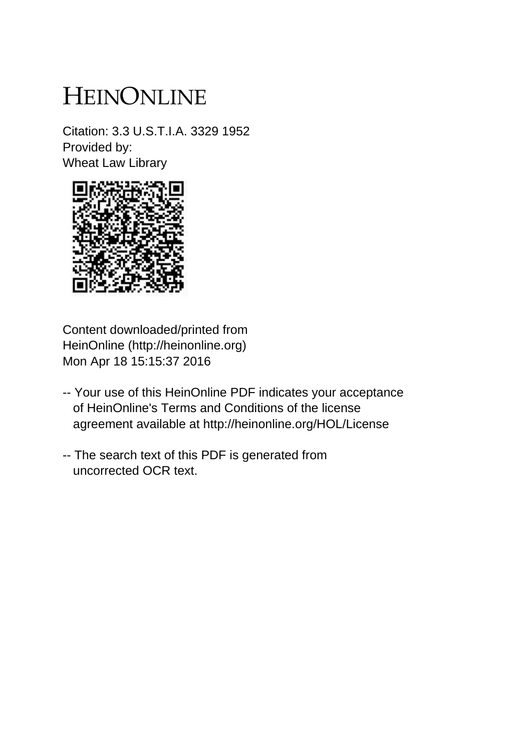# HEINONLINE

Citation: 3.3 U.S.T.I.A. 3329 1952
Provided by:
Wheat Law Library

Content downloaded/printed from
HeinOnline (http://heinonline.org)
Mon Apr 18 15:15:37 2016

-- Your use of this HeinOnline PDF indicates your acceptance of HeinOnline's Terms and Conditions of the license agreement available at http://heinonline.org/HOL/License

-- The search text of this PDF is generated from uncorrected OCR text.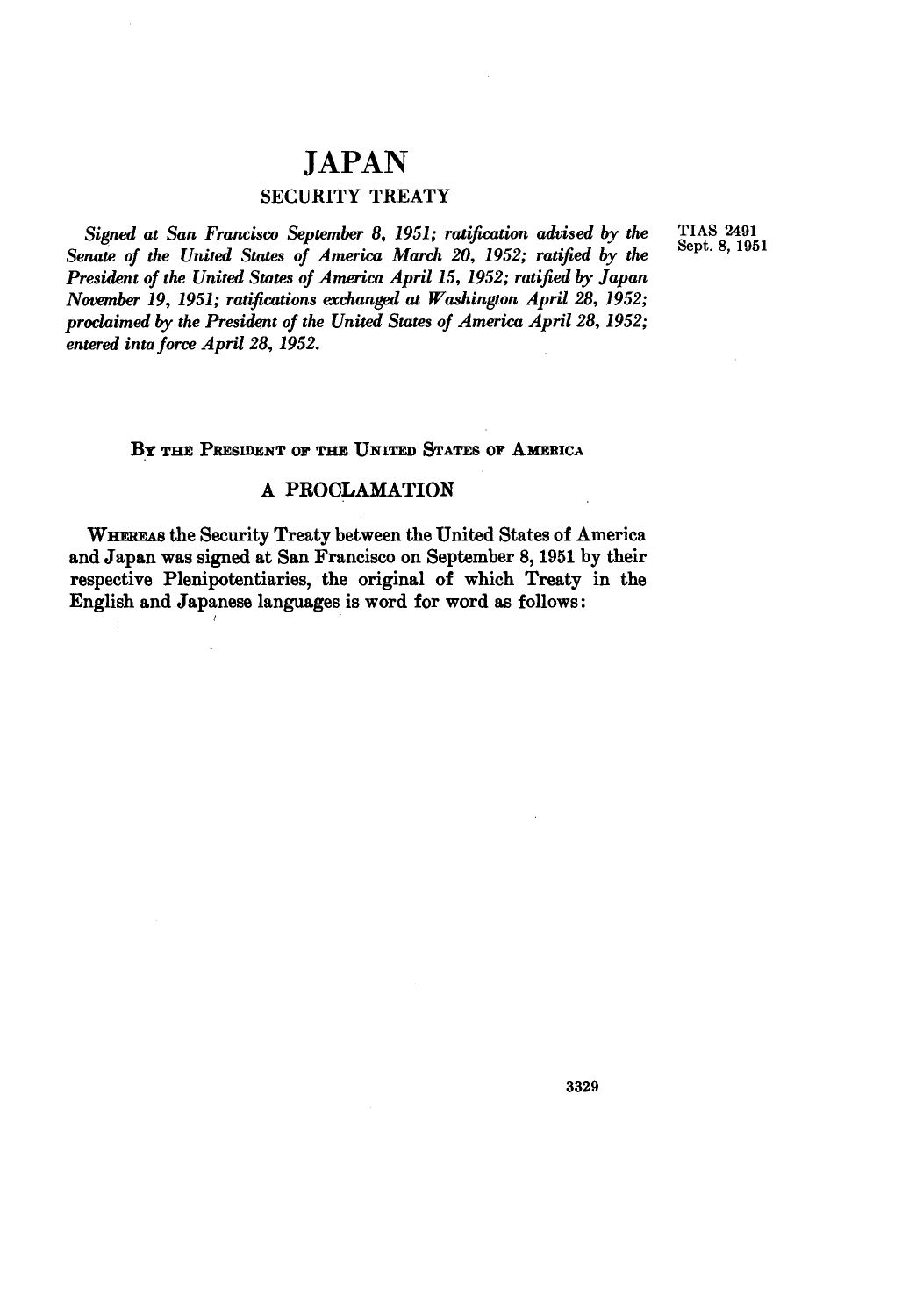# JAPAN

## SECURITY TREATY

*Signed at San Francisco September 8, 1951; ratification advised by the Senate of the United States of America March 20, 1952; ratified by the President of the United States of America April 15, 1952; ratified by Japan November 19, 1951; ratifications exchanged at Washington April 28, 1952; proclaimed by the President of the United States of America April 28, 1952; entered inta force April 28, 1952.*

TIAS 2491
Sept. 8, 1951

BY THE PRESIDENT OF THE UNITED STATES OF AMERICA

## A PROCLAMATION

WHEREAS the Security Treaty between the United States of America and Japan was signed at San Francisco on September 8, 1951 by their respective Plenipotentiaries, the original of which Treaty in the English and Japanese languages is word for word as follows: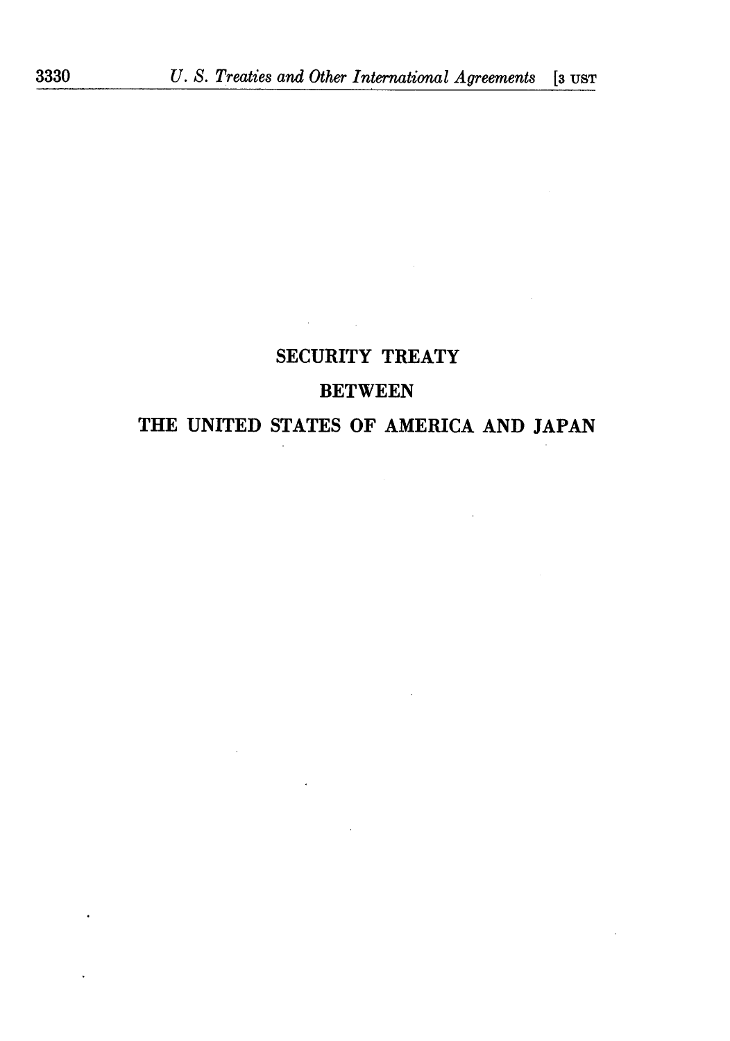# SECURITY TREATY

# BETWEEN

# THE UNITED STATES OF AMERICA AND JAPAN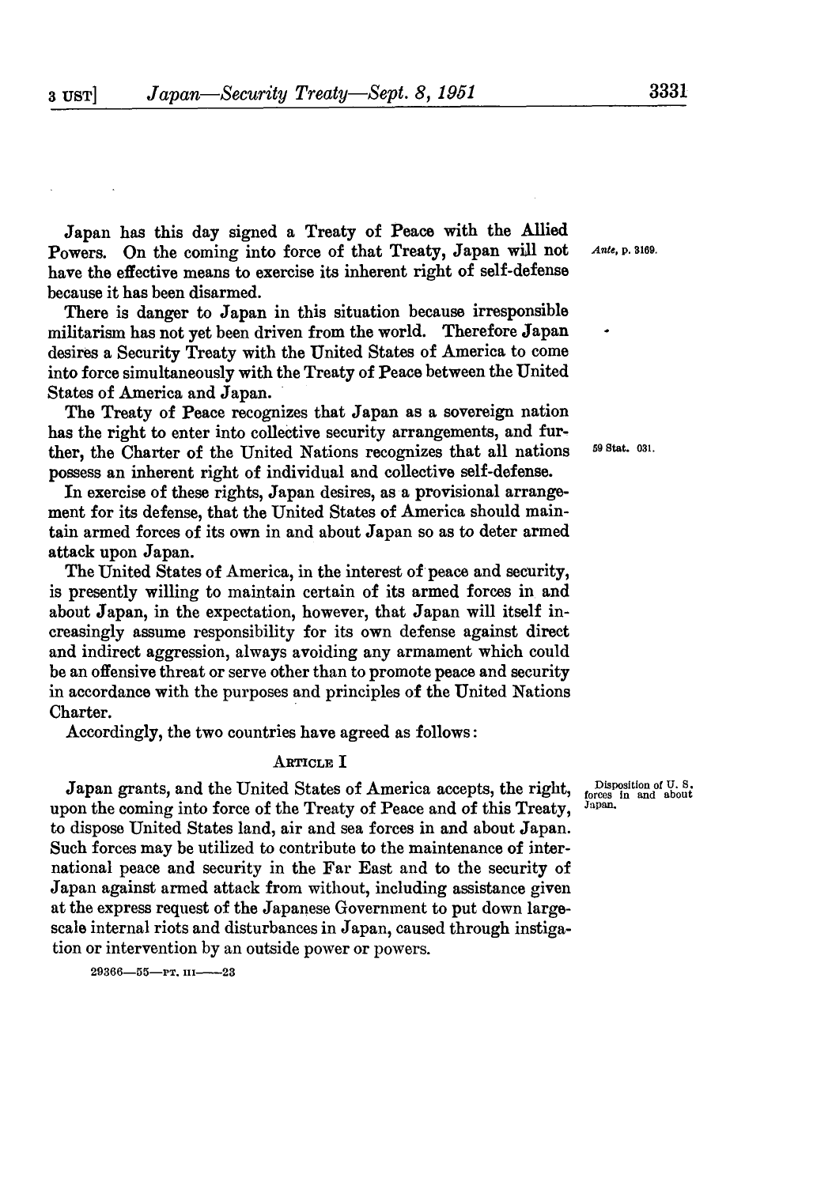Japan has this day signed a Treaty of Peace with the Allied Powers. On the coming into force of that Treaty, Japan will not have the effective means to exercise its inherent right of self-defense because it has been disarmed.

*Ante*, p. 3169.

There is danger to Japan in this situation because irresponsible militarism has not yet been driven from the world. Therefore Japan desires a Security Treaty with the United States of America to come into force simultaneously with the Treaty of Peace between the United States of America and Japan.

The Treaty of Peace recognizes that Japan as a sovereign nation has the right to enter into collective security arrangements, and further, the Charter of the United Nations recognizes that all nations possess an inherent right of individual and collective self-defense.

59 Stat. 031.

In exercise of these rights, Japan desires, as a provisional arrangement for its defense, that the United States of America should maintain armed forces of its own in and about Japan so as to deter armed attack upon Japan.

The United States of America, in the interest of peace and security, is presently willing to maintain certain of its armed forces in and about Japan, in the expectation, however, that Japan will itself increasingly assume responsibility for its own defense against direct and indirect aggression, always avoiding any armament which could be an offensive threat or serve other than to promote peace and security in accordance with the purposes and principles of the United Nations Charter.

Accordingly, the two countries have agreed as follows:

### Article I

Disposition of U. S. forces in and about Japan.

Japan grants, and the United States of America accepts, the right, upon the coming into force of the Treaty of Peace and of this Treaty, to dispose United States land, air and sea forces in and about Japan. Such forces may be utilized to contribute to the maintenance of international peace and security in the Far East and to the security of Japan against armed attack from without, including assistance given at the express request of the Japanese Government to put down large-scale internal riots and disturbances in Japan, caused through instigation or intervention by an outside power or powers.

29366—55—PT. III——23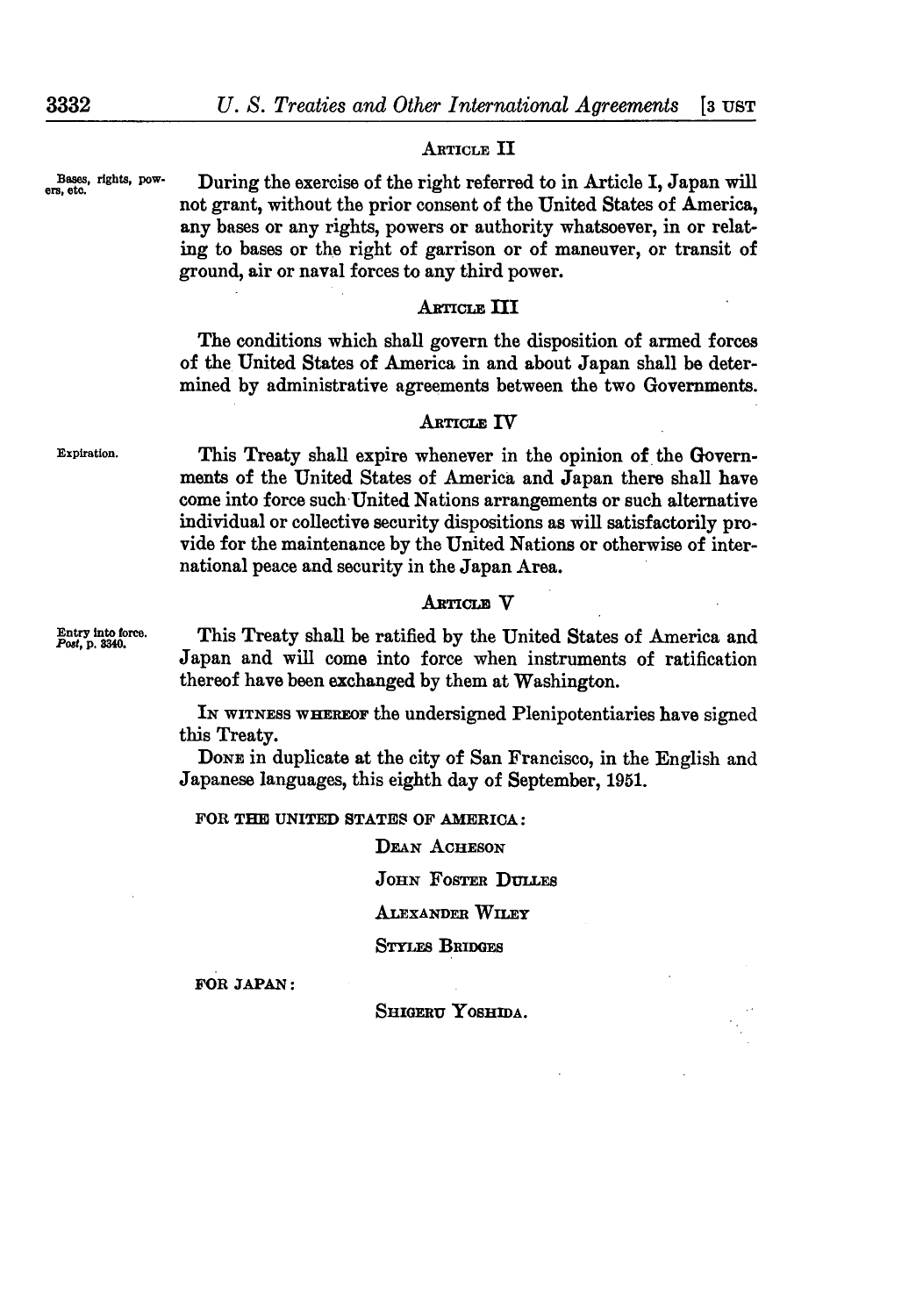## Article II

Bases, rights, powers, etc.

During the exercise of the right referred to in Article I, Japan will not grant, without the prior consent of the United States of America, any bases or any rights, powers or authority whatsoever, in or relating to bases or the right of garrison or of maneuver, or transit of ground, air or naval forces to any third power.

## Article III

The conditions which shall govern the disposition of armed forces of the United States of America in and about Japan shall be determined by administrative agreements between the two Governments.

## Article IV

Expiration.

This Treaty shall expire whenever in the opinion of the Governments of the United States of America and Japan there shall have come into force such United Nations arrangements or such alternative individual or collective security dispositions as will satisfactorily provide for the maintenance by the United Nations or otherwise of international peace and security in the Japan Area.

## Article V

Entry into force. *Post*, p. 3340.

This Treaty shall be ratified by the United States of America and Japan and will come into force when instruments of ratification thereof have been exchanged by them at Washington.

In witness whereof the undersigned Plenipotentiaries have signed this Treaty.

Done in duplicate at the city of San Francisco, in the English and Japanese languages, this eighth day of September, 1951.

FOR THE UNITED STATES OF AMERICA:

Dean Acheson

John Foster Dulles

Alexander Wiley

Styles Bridges

FOR JAPAN:

Shigeru Yoshida.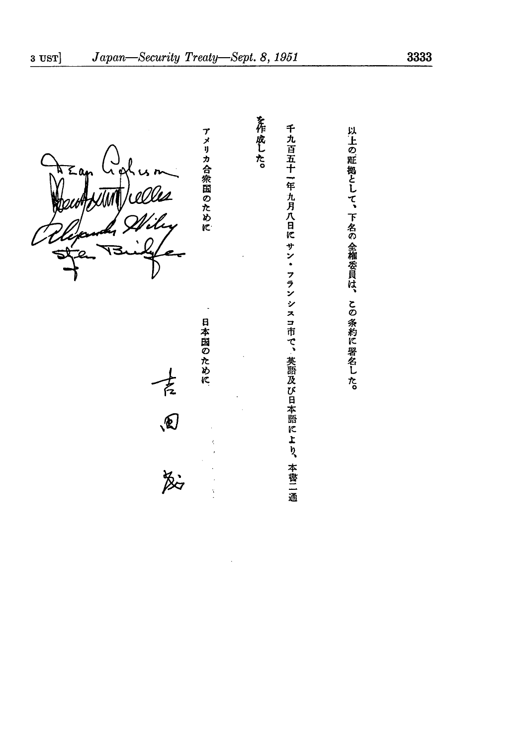以上の証拠として、下名の全権委員は、この条約に署名した。

千九百五十一年九月八日にサン・フランシスコ市で、英語及び日本語により、本書二通を作成した。

アメリカ合衆国のために

Dean Acheson
John Foster Dulles
Alexander Wiley
Styles Bridges

日本国のために

吉田茂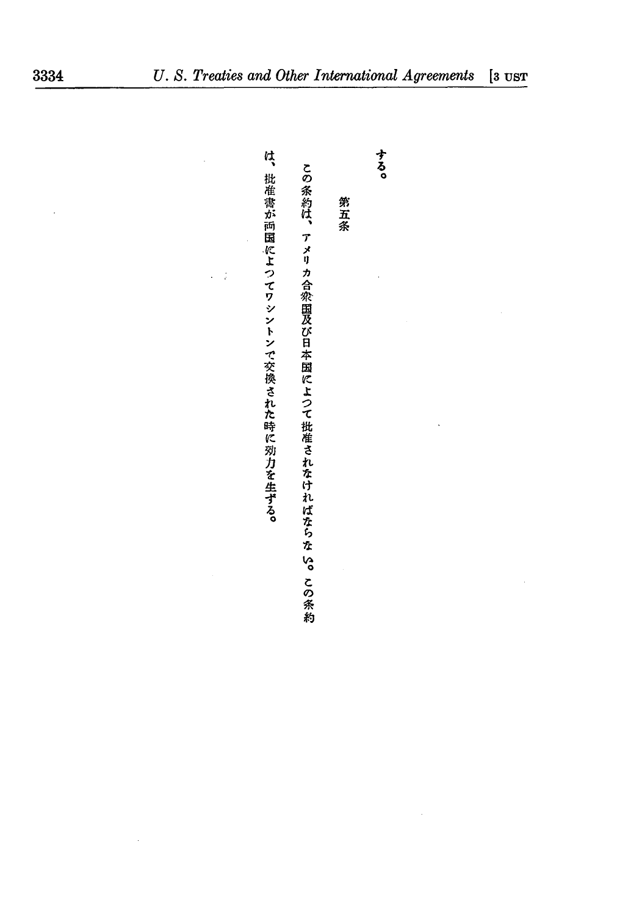する。

第五条

この条約は、アメリカ合衆国及び日本国によつて批准されなければならない。この条約は、批准書が両国によつてワシントンで交換された時に効力を生ずる。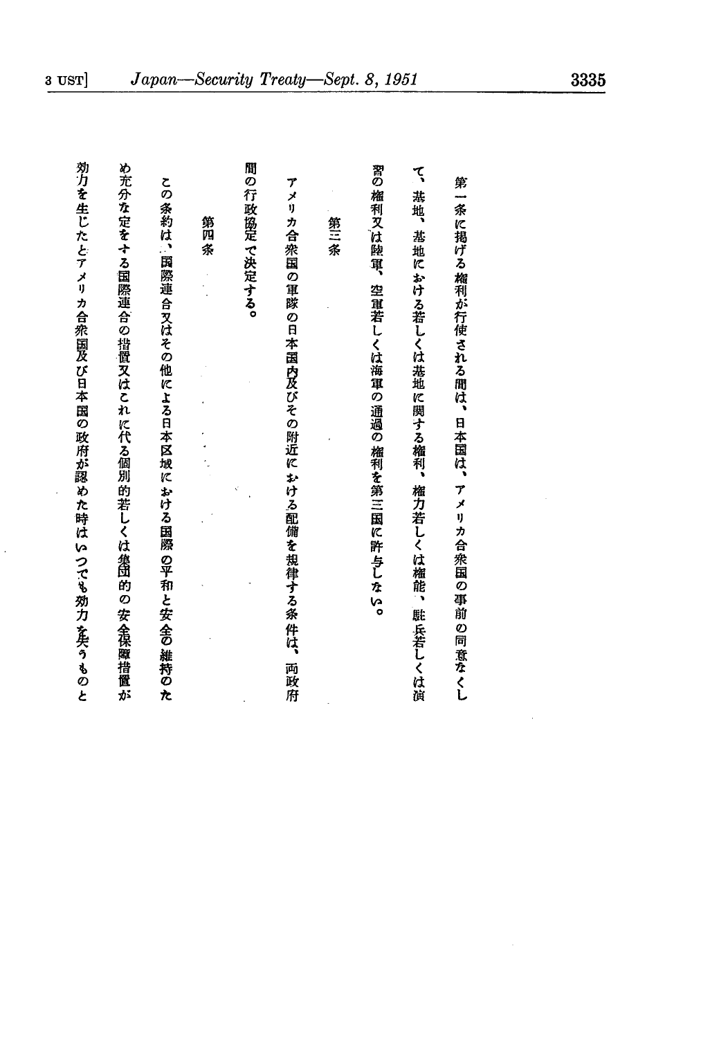第一条に掲げる権利が行使される間は、日本国は、アメリカ合衆国の事前の同意なくして、基地、基地における若しくは基地に関する権利、権力若しくは権能、駐兵若しくは演習の権利又は陸軍、空軍若しくは海軍の通過の権利を第三国に許与しない。

第三条

アメリカ合衆国の軍隊の日本国内及びその附近における配備を規律する条件は、両政府間の行政協定で決定する。

第四条

この条約は、国際連合又はその他による日本区域における国際の平和と安全の維持のため充分な定をする国際連合の措置又はこれに代る個別的若しくは集団的の安全保障措置が効力を生じたとアメリカ合衆国及び日本国の政府が認めた時はいつでも効力を失うものと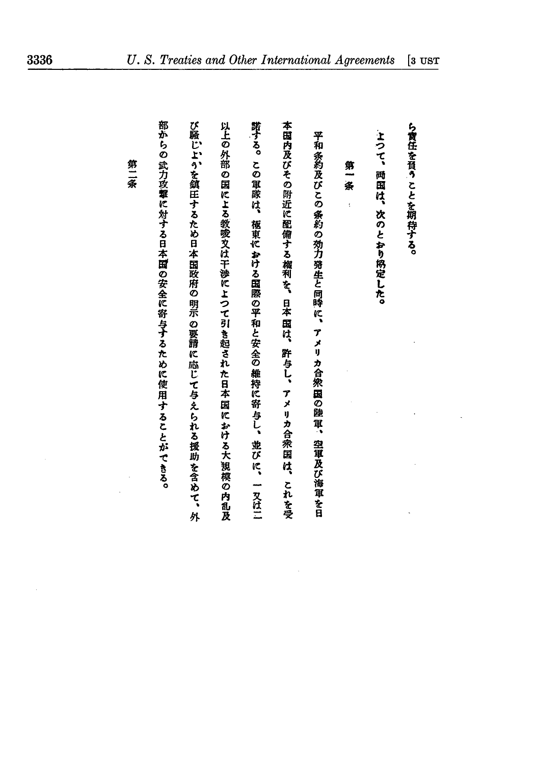ら責任を負うことを期待する。

よつて、両国は、次のとおり協定した。

第一条

平和条約及びこの条約の効力発生と同時に、アメリカ合衆国の陸軍、空軍及び海軍を日本国内及びその附近に配備する権利を、日本国は、許与し、アメリカ合衆国は、これを受諾する。この軍隊は、極東における国際の平和と安全の維持に寄与し、並びに、一又は二以上の外部の国による教唆又は干渉によつて引き起された日本国における大規模の内乱及び騒じようを鎮圧するため日本国政府の明示の要請に応じて与えられる援助を含めて、外部からの武力攻撃に対する日本国の安全に寄与するために使用することができる。

第二条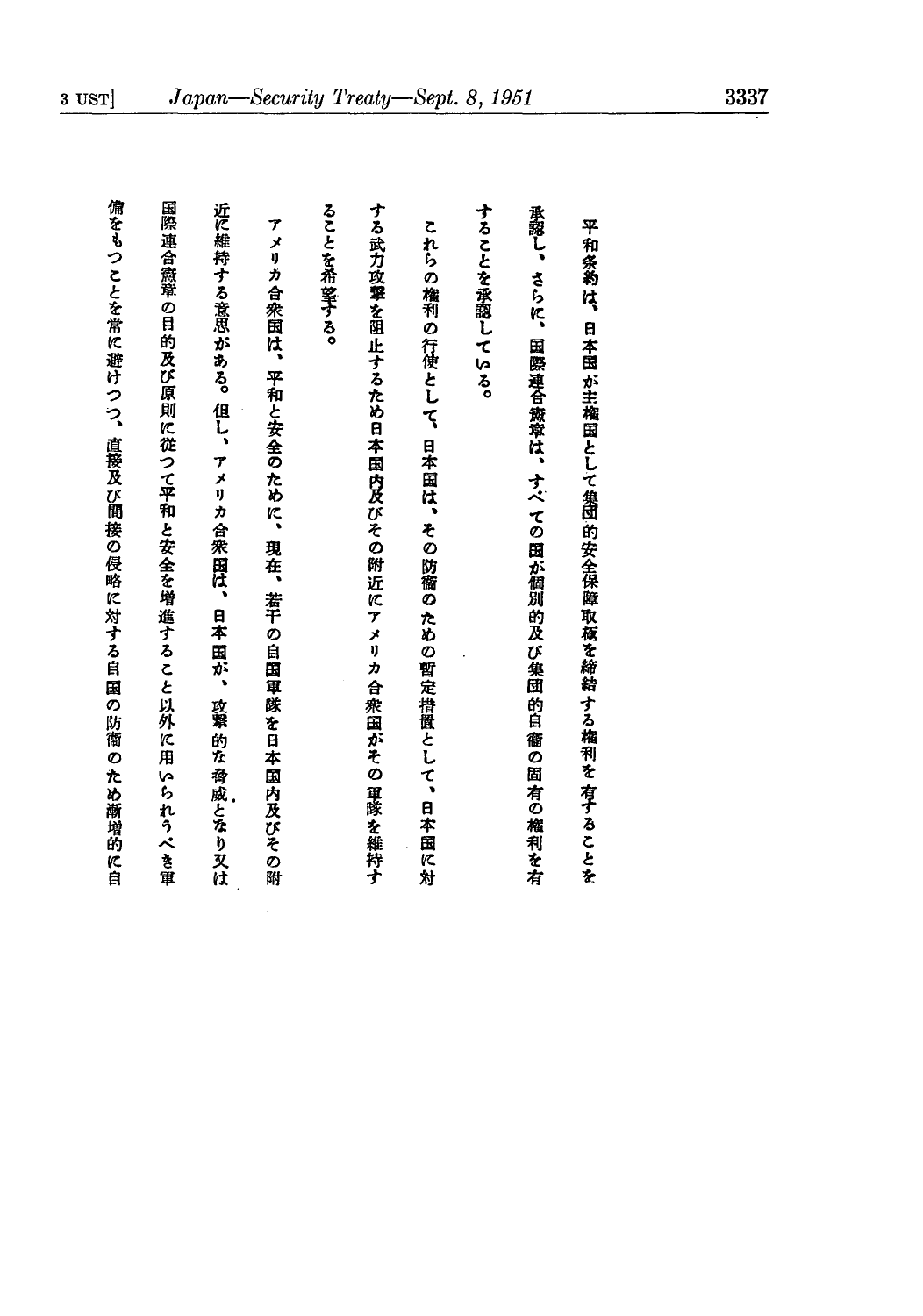平和条約は、日本国が主権国として集団的安全保障取極を締結する権利を有することを承認し、さらに、国際連合憲章は、すべての国が個別的及び集団的自衛の固有の権利を有することを承認している。

これらの権利の行使として、日本国は、その防衛のための暫定措置として、日本国に対する武力攻撃を阻止するため日本国内及びその附近にアメリカ合衆国がその軍隊を維持することを希望する。

アメリカ合衆国は、平和と安全のために、現在、若干の自国軍隊を日本国内及びその附近に維持する意思がある。但し、アメリカ合衆国は、日本国が、攻撃的な脅威となり又は国際連合憲章の目的及び原則に従つて平和と安全を増進すること以外に用いられうべき軍備をもつことを常に避けつつ、直接及び間接の侵略に対する自国の防衛のため漸増的に自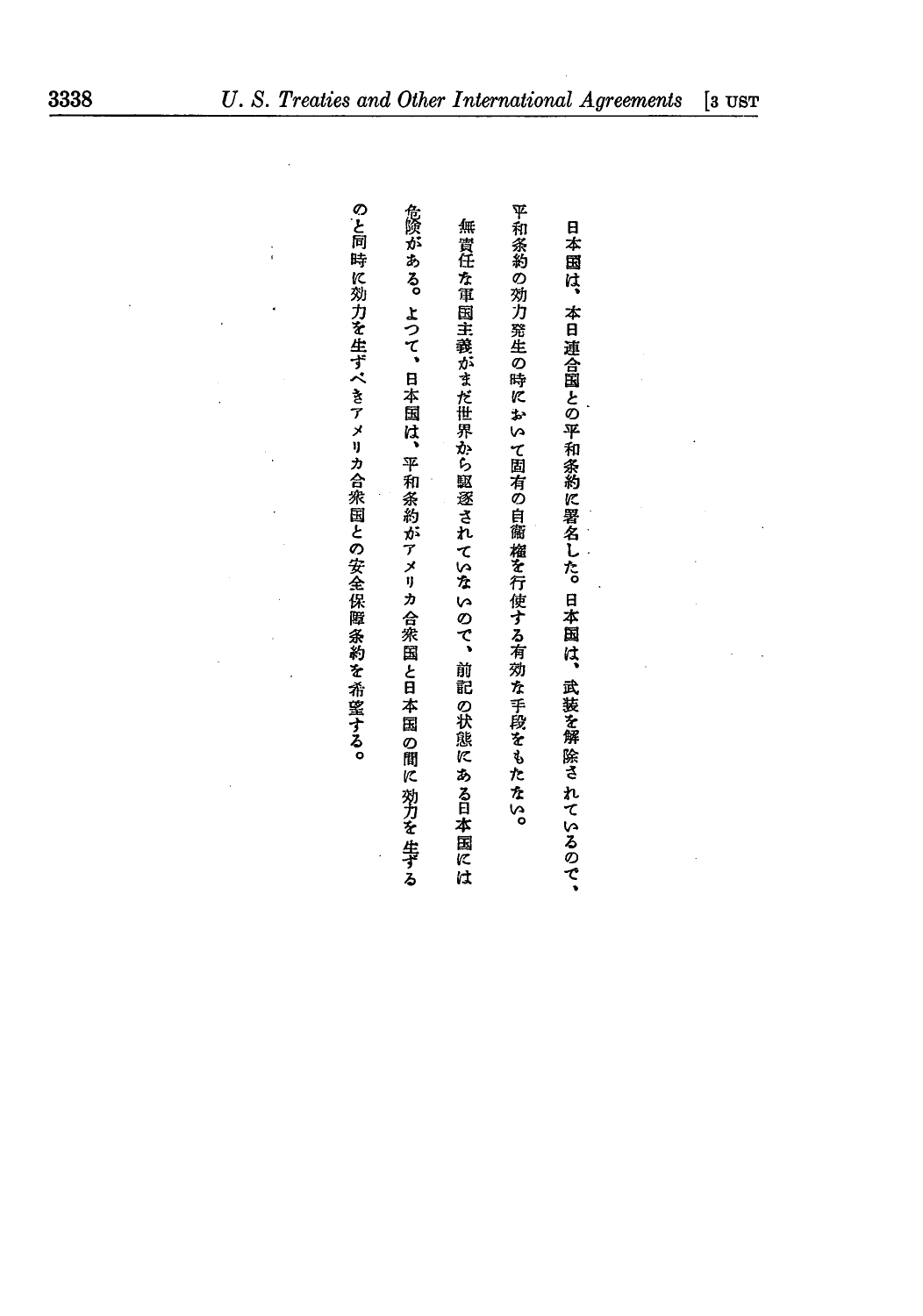日本国は、本日連合国との平和条約に署名した。日本国は、武装を解除されているので、平和条約の効力発生の時において固有の自衛権を行使する有効な手段をもたない。

無責任な軍国主義がまだ世界から駆逐されていないので、前記の状態にある日本国には危険がある。よつて、日本国は、平和条約がアメリカ合衆国と日本国の間に効力を生ずるのと同時に効力を生ずべきアメリカ合衆国との安全保障条約を希望する。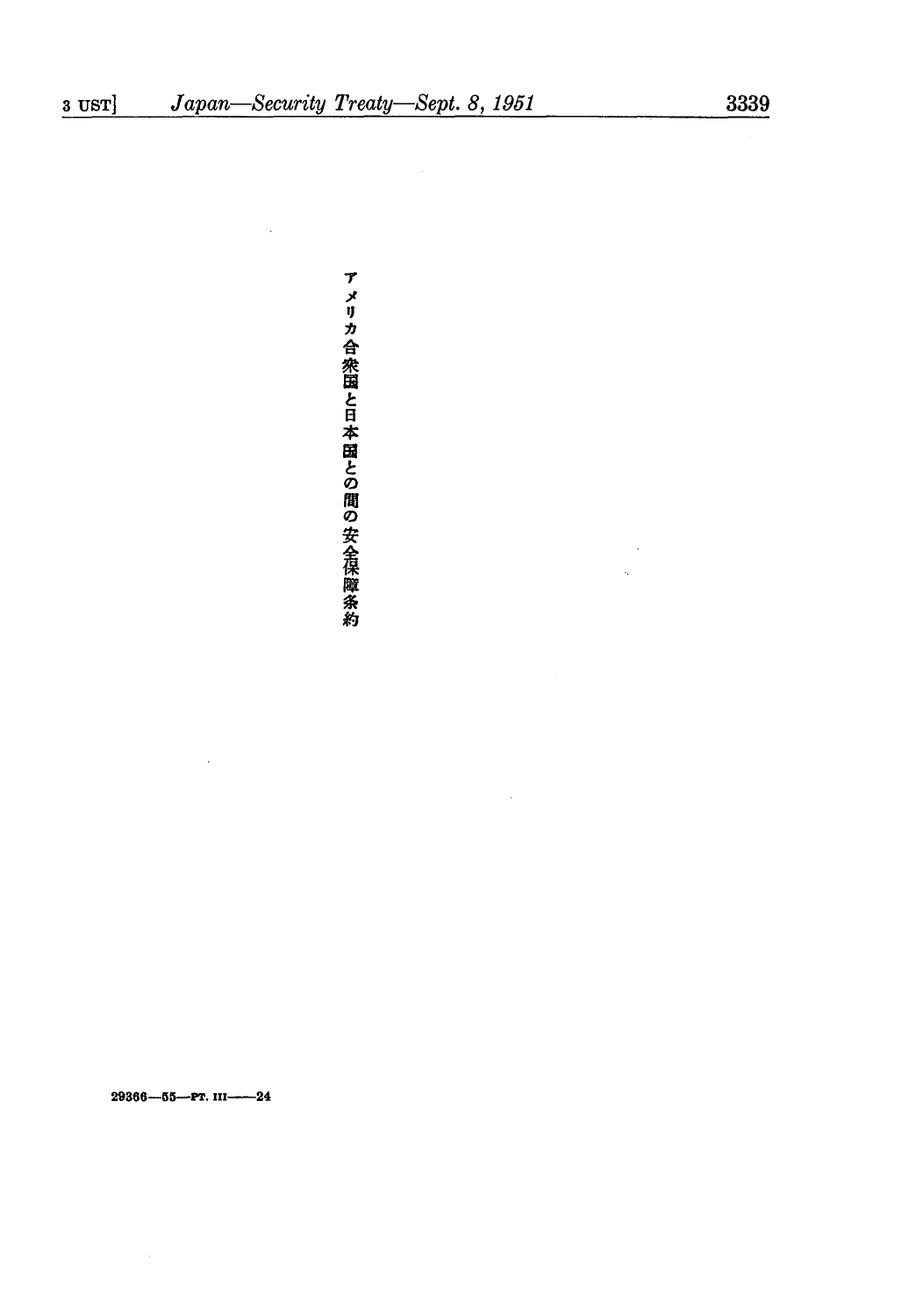# アメリカ合衆国と日本国との間の安全保障条約

29366—55—PT. III——24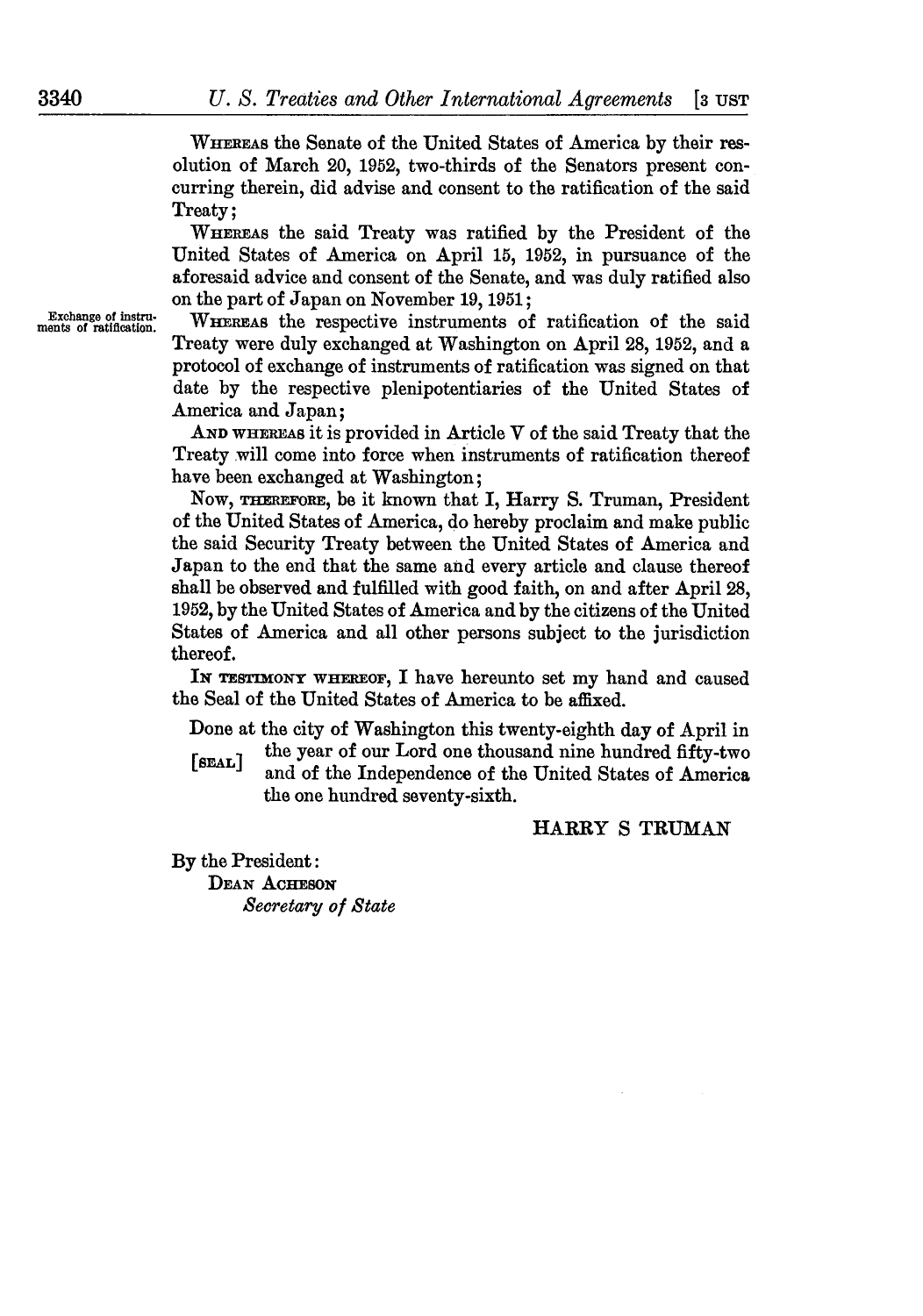WHEREAS the Senate of the United States of America by their resolution of March 20, 1952, two-thirds of the Senators present concurring therein, did advise and consent to the ratification of the said Treaty;

WHEREAS the said Treaty was ratified by the President of the United States of America on April 15, 1952, in pursuance of the aforesaid advice and consent of the Senate, and was duly ratified also on the part of Japan on November 19, 1951;

Exchange of instruments of ratification.

WHEREAS the respective instruments of ratification of the said Treaty were duly exchanged at Washington on April 28, 1952, and a protocol of exchange of instruments of ratification was signed on that date by the respective plenipotentiaries of the United States of America and Japan;

AND WHEREAS it is provided in Article V of the said Treaty that the Treaty will come into force when instruments of ratification thereof have been exchanged at Washington;

Now, THEREFORE, be it known that I, Harry S. Truman, President of the United States of America, do hereby proclaim and make public the said Security Treaty between the United States of America and Japan to the end that the same and every article and clause thereof shall be observed and fulfilled with good faith, on and after April 28, 1952, by the United States of America and by the citizens of the United States of America and all other persons subject to the jurisdiction thereof.

IN TESTIMONY WHEREOF, I have hereunto set my hand and caused the Seal of the United States of America to be affixed.

Done at the city of Washington this twenty-eighth day of April in the year of our Lord one thousand nine hundred fifty-two and of the Independence of the United States of America the one hundred seventy-sixth.

[SEAL]

HARRY S TRUMAN

By the President:

DEAN ACHESON

*Secretary of State*